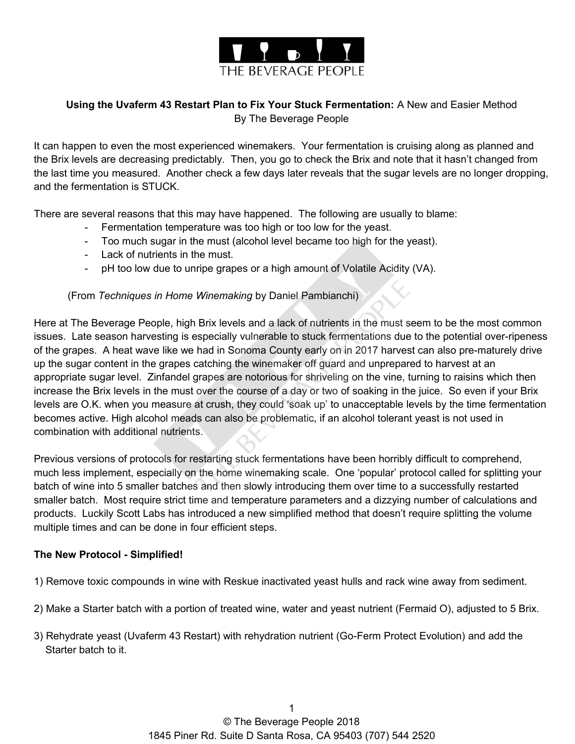THE BEVERAGE PEOPLE

**Using the Uvaferm 43 Restart Plan to Fix Your Stuck Fermentation:** A New and Easier Method
By The Beverage People

It can happen to even the most experienced winemakers. Your fermentation is cruising along as planned and the Brix levels are decreasing predictably. Then, you go to check the Brix and note that it hasn't changed from the last time you measured. Another check a few days later reveals that the sugar levels are no longer dropping, and the fermentation is STUCK.

There are several reasons that this may have happened. The following are usually to blame:

- Fermentation temperature was too high or too low for the yeast.
- Too much sugar in the must (alcohol level became too high for the yeast).
- Lack of nutrients in the must.
- pH too low due to unripe grapes or a high amount of Volatile Acidity (VA).

(From *Techniques in Home Winemaking* by Daniel Pambianchi)

Here at The Beverage People, high Brix levels and a lack of nutrients in the must seem to be the most common issues. Late season harvesting is especially vulnerable to stuck fermentations due to the potential over-ripeness of the grapes. A heat wave like we had in Sonoma County early on in 2017 harvest can also pre-maturely drive up the sugar content in the grapes catching the winemaker off guard and unprepared to harvest at an appropriate sugar level. Zinfandel grapes are notorious for shriveling on the vine, turning to raisins which then increase the Brix levels in the must over the course of a day or two of soaking in the juice. So even if your Brix levels are O.K. when you measure at crush, they could 'soak up' to unacceptable levels by the time fermentation becomes active. High alcohol meads can also be problematic, if an alcohol tolerant yeast is not used in combination with additional nutrients.

Previous versions of protocols for restarting stuck fermentations have been horribly difficult to comprehend, much less implement, especially on the home winemaking scale. One 'popular' protocol called for splitting your batch of wine into 5 smaller batches and then slowly introducing them over time to a successfully restarted smaller batch. Most require strict time and temperature parameters and a dizzying number of calculations and products. Luckily Scott Labs has introduced a new simplified method that doesn't require splitting the volume multiple times and can be done in four efficient steps.

**The New Protocol - Simplified!**

1) Remove toxic compounds in wine with Reskue inactivated yeast hulls and rack wine away from sediment.

2) Make a Starter batch with a portion of treated wine, water and yeast nutrient (Fermaid O), adjusted to 5 Brix.

3) Rehydrate yeast (Uvaferm 43 Restart) with rehydration nutrient (Go-Ferm Protect Evolution) and add the Starter batch to it.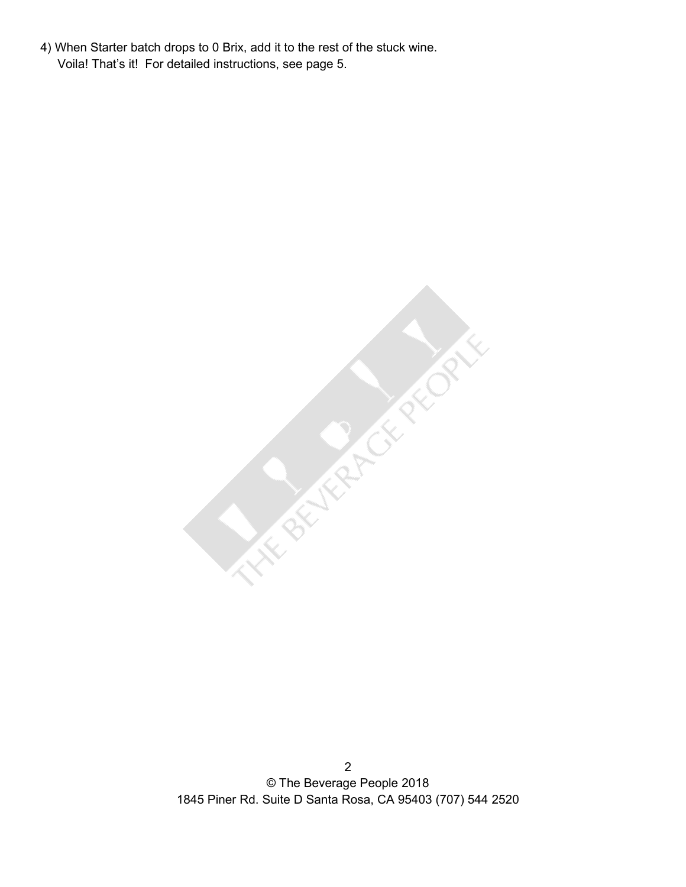4) When Starter batch drops to 0 Brix, add it to the rest of the stuck wine.
   Voila! That's it!  For detailed instructions, see page 5.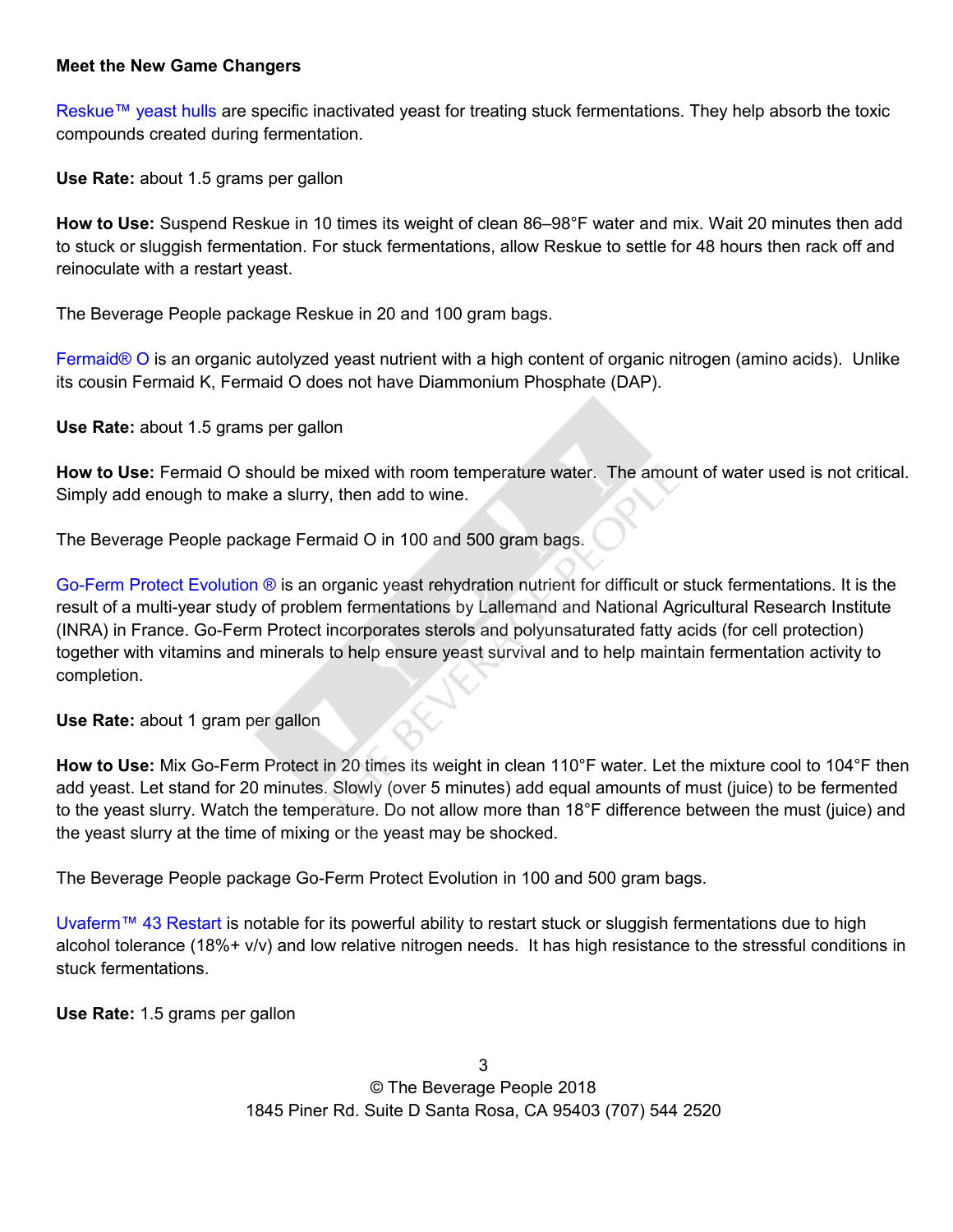**Meet the New Game Changers**

Reskue™ yeast hulls are specific inactivated yeast for treating stuck fermentations. They help absorb the toxic compounds created during fermentation.

**Use Rate:** about 1.5 grams per gallon

**How to Use:** Suspend Reskue in 10 times its weight of clean 86–98°F water and mix. Wait 20 minutes then add to stuck or sluggish fermentation. For stuck fermentations, allow Reskue to settle for 48 hours then rack off and reinoculate with a restart yeast.

The Beverage People package Reskue in 20 and 100 gram bags.

Fermaid® O is an organic autolyzed yeast nutrient with a high content of organic nitrogen (amino acids). Unlike its cousin Fermaid K, Fermaid O does not have Diammonium Phosphate (DAP).

**Use Rate:** about 1.5 grams per gallon

**How to Use:** Fermaid O should be mixed with room temperature water. The amount of water used is not critical. Simply add enough to make a slurry, then add to wine.

The Beverage People package Fermaid O in 100 and 500 gram bags.

Go-Ferm Protect Evolution ® is an organic yeast rehydration nutrient for difficult or stuck fermentations. It is the result of a multi-year study of problem fermentations by Lallemand and National Agricultural Research Institute (INRA) in France. Go-Ferm Protect incorporates sterols and polyunsaturated fatty acids (for cell protection) together with vitamins and minerals to help ensure yeast survival and to help maintain fermentation activity to completion.

**Use Rate:** about 1 gram per gallon

**How to Use:** Mix Go-Ferm Protect in 20 times its weight in clean 110°F water. Let the mixture cool to 104°F then add yeast. Let stand for 20 minutes. Slowly (over 5 minutes) add equal amounts of must (juice) to be fermented to the yeast slurry. Watch the temperature. Do not allow more than 18°F difference between the must (juice) and the yeast slurry at the time of mixing or the yeast may be shocked.

The Beverage People package Go-Ferm Protect Evolution in 100 and 500 gram bags.

Uvaferm™ 43 Restart is notable for its powerful ability to restart stuck or sluggish fermentations due to high alcohol tolerance (18%+ v/v) and low relative nitrogen needs. It has high resistance to the stressful conditions in stuck fermentations.

**Use Rate:** 1.5 grams per gallon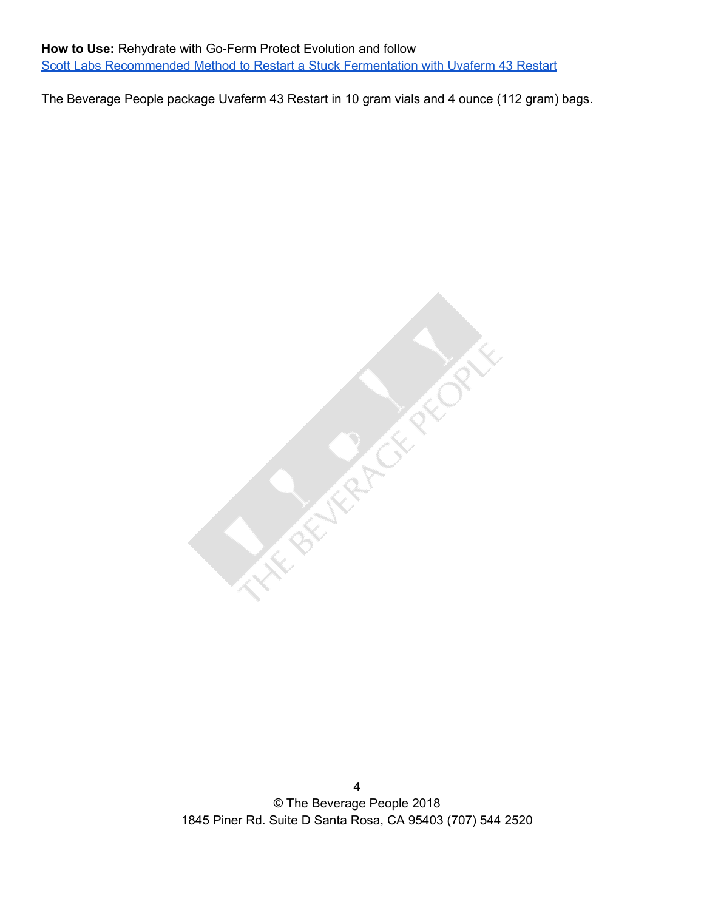**How to Use:** Rehydrate with Go-Ferm Protect Evolution and follow
[Scott Labs Recommended Method to Restart a Stuck Fermentation with Uvaferm 43 Restart]

The Beverage People package Uvaferm 43 Restart in 10 gram vials and 4 ounce (112 gram) bags.

© The Beverage People 2018
1845 Piner Rd. Suite D Santa Rosa, CA 95403 (707) 544 2520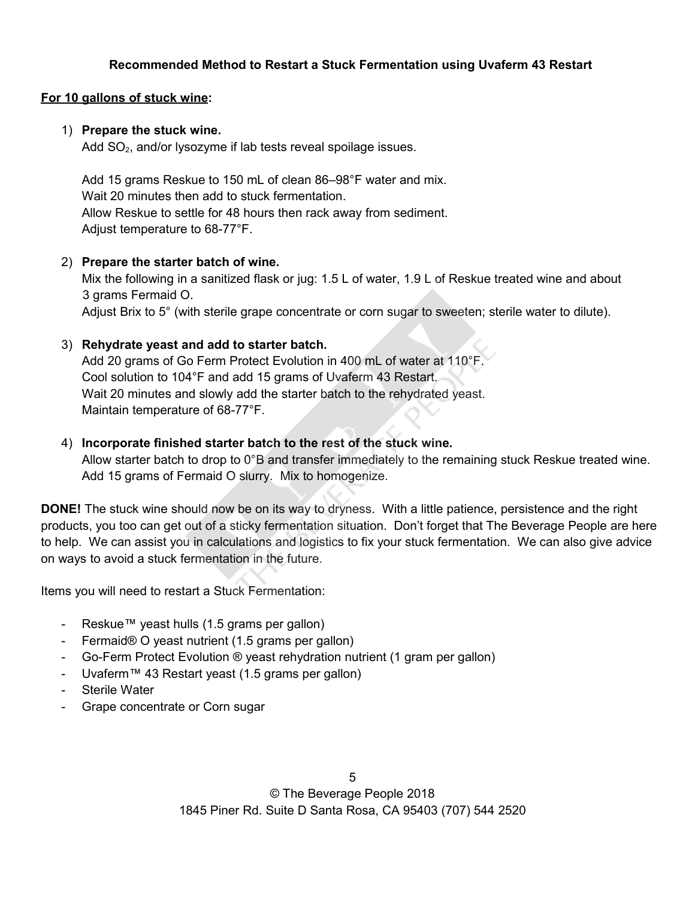**Recommended Method to Restart a Stuck Fermentation using Uvaferm 43 Restart**

**For 10 gallons of stuck wine:**

1) **Prepare the stuck wine.**
   Add $SO_2$, and/or lysozyme if lab tests reveal spoilage issues.

   Add 15 grams Reskue to 150 mL of clean 86–98°F water and mix.
   Wait 20 minutes then add to stuck fermentation.
   Allow Reskue to settle for 48 hours then rack away from sediment.
   Adjust temperature to 68-77°F.

2) **Prepare the starter batch of wine.**
   Mix the following in a sanitized flask or jug: 1.5 L of water, 1.9 L of Reskue treated wine and about 3 grams Fermaid O.
   Adjust Brix to 5° (with sterile grape concentrate or corn sugar to sweeten; sterile water to dilute).

3) **Rehydrate yeast and add to starter batch.**
   Add 20 grams of Go Ferm Protect Evolution in 400 mL of water at 110°F.
   Cool solution to 104°F and add 15 grams of Uvaferm 43 Restart.
   Wait 20 minutes and slowly add the starter batch to the rehydrated yeast.
   Maintain temperature of 68-77°F.

4) **Incorporate finished starter batch to the rest of the stuck wine.**
   Allow starter batch to drop to 0°B and transfer immediately to the remaining stuck Reskue treated wine.
   Add 15 grams of Fermaid O slurry. Mix to homogenize.

**DONE!** The stuck wine should now be on its way to dryness. With a little patience, persistence and the right products, you too can get out of a sticky fermentation situation. Don't forget that The Beverage People are here to help. We can assist you in calculations and logistics to fix your stuck fermentation. We can also give advice on ways to avoid a stuck fermentation in the future.

Items you will need to restart a Stuck Fermentation:

- Reskue™ yeast hulls (1.5 grams per gallon)
- Fermaid® O yeast nutrient (1.5 grams per gallon)
- Go-Ferm Protect Evolution ® yeast rehydration nutrient (1 gram per gallon)
- Uvaferm™ 43 Restart yeast (1.5 grams per gallon)
- Sterile Water
- Grape concentrate or Corn sugar

© The Beverage People 2018
1845 Piner Rd. Suite D Santa Rosa, CA 95403 (707) 544 2520